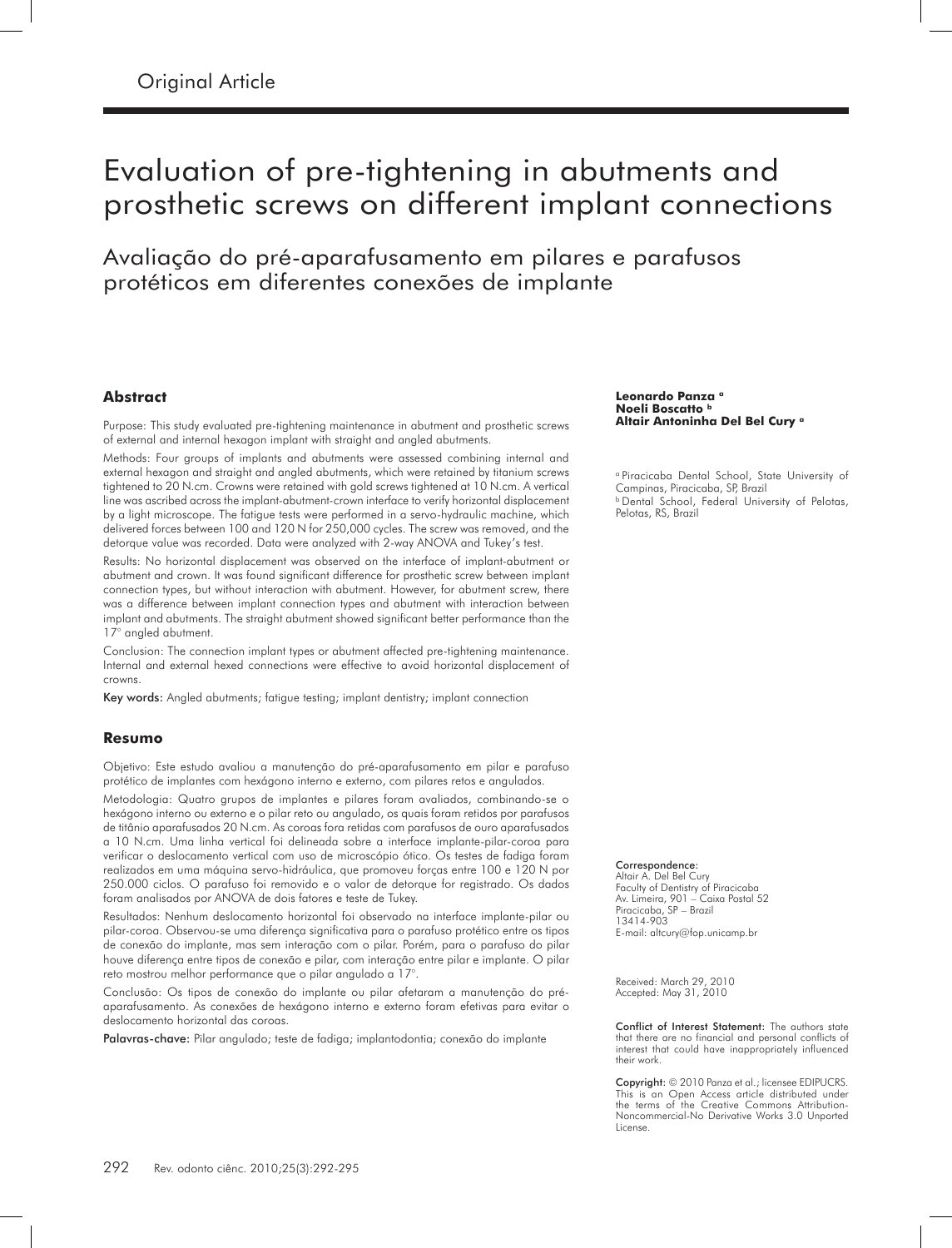Original Article

# Evaluation of pre-tightening in abutments and prosthetic screws on different implant connections

## Avaliação do pré-aparafusamento em pilares e parafusos protéticos em diferentes conexões de implante

**Leonardo Panza** [a]
**Noeli Boscatto** [b]
**Altair Antoninha Del Bel Cury** [a]

[a] Piracicaba Dental School, State University of Campinas, Piracicaba, SP, Brazil
[b] Dental School, Federal University of Pelotas, Pelotas, RS, Brazil

### Abstract

Purpose: This study evaluated pre-tightening maintenance in abutment and prosthetic screws of external and internal hexagon implant with straight and angled abutments.

Methods: Four groups of implants and abutments were assessed combining internal and external hexagon and straight and angled abutments, which were retained by titanium screws tightened to 20 N.cm. Crowns were retained with gold screws tightened at 10 N.cm. A vertical line was ascribed across the implant-abutment-crown interface to verify horizontal displacement by a light microscope. The fatigue tests were performed in a servo-hydraulic machine, which delivered forces between 100 and 120 N for 250,000 cycles. The screw was removed, and the detorque value was recorded. Data were analyzed with 2-way ANOVA and Tukey's test.

Results: No horizontal displacement was observed on the interface of implant-abutment or abutment and crown. It was found significant difference for prosthetic screw between implant connection types, but without interaction with abutment. However, for abutment screw, there was a difference between implant connection types and abutment with interaction between implant and abutments. The straight abutment showed significant better performance than the 17° angled abutment.

Conclusion: The connection implant types or abutment affected pre-tightening maintenance. Internal and external hexed connections were effective to avoid horizontal displacement of crowns.

**Key words:** Angled abutments; fatigue testing; implant dentistry; implant connection

### Resumo

Objetivo: Este estudo avaliou a manutenção do pré-aparafusamento em pilar e parafuso protético de implantes com hexágono interno e externo, com pilares retos e angulados.

Metodologia: Quatro grupos de implantes e pilares foram avaliados, combinando-se o hexágono interno ou externo e o pilar reto ou angulado, os quais foram retidos por parafusos de titânio aparafusados 20 N.cm. As coroas fora retidas com parafusos de ouro aparafusados a 10 N.cm. Uma linha vertical foi delineada sobre a interface implante-pilar-coroa para verificar o deslocamento vertical com uso de microscópio ótico. Os testes de fadiga foram realizados em uma máquina servo-hidráulica, que promoveu forças entre 100 e 120 N por 250.000 ciclos. O parafuso foi removido e o valor de detorque for registrado. Os dados foram analisados por ANOVA de dois fatores e teste de Tukey.

Resultados: Nenhum deslocamento horizontal foi observado na interface implante-pilar ou pilar-coroa. Observou-se uma diferença significativa para o parafuso protético entre os tipos de conexão do implante, mas sem interação com o pilar. Porém, para o parafuso do pilar houve diferença entre tipos de conexão e pilar, com interação entre pilar e implante. O pilar reto mostrou melhor performance que o pilar angulado a 17°.

Conclusão: Os tipos de conexão do implante ou pilar afetaram a manutenção do pré-aparafusamento. As conexões de hexágono interno e externo foram efetivas para evitar o deslocamento horizontal das coroas.

**Palavras-chave:** Pilar angulado; teste de fadiga; implantodontia; conexão do implante

**Correspondence:**
Altair A. Del Bel Cury
Faculty of Dentistry of Piracicaba
Av. Limeira, 901 – Caixa Postal 52
Piracicaba, SP – Brazil
13414-903
E-mail: altcury@fop.unicamp.br

Received: March 29, 2010
Accepted: May 31, 2010

**Conflict of Interest Statement:** The authors state that there are no financial and personal conflicts of interest that could have inappropriately influenced their work.

**Copyright:** © 2010 Panza et al.; licensee EDIPUCRS. This is an Open Access article distributed under the terms of the Creative Commons Attribution-Noncommercial-No Derivative Works 3.0 Unported License.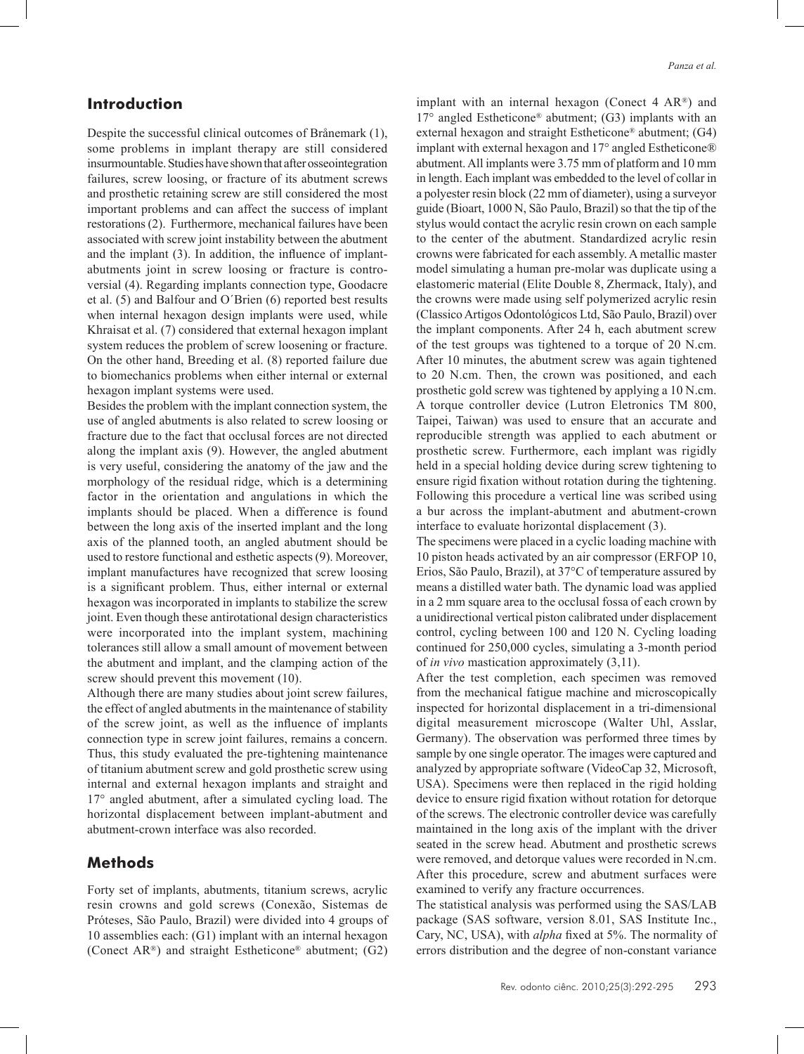## Introduction

Despite the successful clinical outcomes of Brånemark (1), some problems in implant therapy are still considered insurmountable. Studies have shown that after osseointegration failures, screw loosing, or fracture of its abutment screws and prosthetic retaining screw are still considered the most important problems and can affect the success of implant restorations (2). Furthermore, mechanical failures have been associated with screw joint instability between the abutment and the implant (3). In addition, the influence of implant-abutments joint in screw loosing or fracture is controversial (4). Regarding implants connection type, Goodacre et al. (5) and Balfour and O´Brien (6) reported best results when internal hexagon design implants were used, while Khraisat et al. (7) considered that external hexagon implant system reduces the problem of screw loosening or fracture. On the other hand, Breeding et al. (8) reported failure due to biomechanics problems when either internal or external hexagon implant systems were used.

Besides the problem with the implant connection system, the use of angled abutments is also related to screw loosing or fracture due to the fact that occlusal forces are not directed along the implant axis (9). However, the angled abutment is very useful, considering the anatomy of the jaw and the morphology of the residual ridge, which is a determining factor in the orientation and angulations in which the implants should be placed. When a difference is found between the long axis of the inserted implant and the long axis of the planned tooth, an angled abutment should be used to restore functional and esthetic aspects (9). Moreover, implant manufactures have recognized that screw loosing is a significant problem. Thus, either internal or external hexagon was incorporated in implants to stabilize the screw joint. Even though these antirotational design characteristics were incorporated into the implant system, machining tolerances still allow a small amount of movement between the abutment and implant, and the clamping action of the screw should prevent this movement (10).

Although there are many studies about joint screw failures, the effect of angled abutments in the maintenance of stability of the screw joint, as well as the influence of implants connection type in screw joint failures, remains a concern. Thus, this study evaluated the pre-tightening maintenance of titanium abutment screw and gold prosthetic screw using internal and external hexagon implants and straight and 17° angled abutment, after a simulated cycling load. The horizontal displacement between implant-abutment and abutment-crown interface was also recorded.

## Methods

Forty set of implants, abutments, titanium screws, acrylic resin crowns and gold screws (Conexão, Sistemas de Próteses, São Paulo, Brazil) were divided into 4 groups of 10 assemblies each: (G1) implant with an internal hexagon (Conect AR®) and straight Estheticone® abutment; (G2) implant with an internal hexagon (Conect 4 AR®) and 17° angled Estheticone® abutment; (G3) implants with an external hexagon and straight Estheticone® abutment; (G4) implant with external hexagon and 17° angled Estheticone® abutment. All implants were 3.75 mm of platform and 10 mm in length. Each implant was embedded to the level of collar in a polyester resin block (22 mm of diameter), using a surveyor guide (Bioart, 1000 N, São Paulo, Brazil) so that the tip of the stylus would contact the acrylic resin crown on each sample to the center of the abutment. Standardized acrylic resin crowns were fabricated for each assembly. A metallic master model simulating a human pre-molar was duplicate using a elastomeric material (Elite Double 8, Zhermack, Italy), and the crowns were made using self polymerized acrylic resin (Classico Artigos Odontológicos Ltd, São Paulo, Brazil) over the implant components. After 24 h, each abutment screw of the test groups was tightened to a torque of 20 N.cm. After 10 minutes, the abutment screw was again tightened to 20 N.cm. Then, the crown was positioned, and each prosthetic gold screw was tightened by applying a 10 N.cm. A torque controller device (Lutron Eletronics TM 800, Taipei, Taiwan) was used to ensure that an accurate and reproducible strength was applied to each abutment or prosthetic screw. Furthermore, each implant was rigidly held in a special holding device during screw tightening to ensure rigid fixation without rotation during the tightening. Following this procedure a vertical line was scribed using a bur across the implant-abutment and abutment-crown interface to evaluate horizontal displacement (3).

The specimens were placed in a cyclic loading machine with 10 piston heads activated by an air compressor (ERFOP 10, Erios, São Paulo, Brazil), at 37°C of temperature assured by means a distilled water bath. The dynamic load was applied in a 2 mm square area to the occlusal fossa of each crown by a unidirectional vertical piston calibrated under displacement control, cycling between 100 and 120 N. Cycling loading continued for 250,000 cycles, simulating a 3-month period of *in vivo* mastication approximately (3,11).

After the test completion, each specimen was removed from the mechanical fatigue machine and microscopically inspected for horizontal displacement in a tri-dimensional digital measurement microscope (Walter Uhl, Asslar, Germany). The observation was performed three times by sample by one single operator. The images were captured and analyzed by appropriate software (VideoCap 32, Microsoft, USA). Specimens were then replaced in the rigid holding device to ensure rigid fixation without rotation for detorque of the screws. The electronic controller device was carefully maintained in the long axis of the implant with the driver seated in the screw head. Abutment and prosthetic screws were removed, and detorque values were recorded in N.cm. After this procedure, screw and abutment surfaces were examined to verify any fracture occurrences.

The statistical analysis was performed using the SAS/LAB package (SAS software, version 8.01, SAS Institute Inc., Cary, NC, USA), with *alpha* fixed at 5%. The normality of errors distribution and the degree of non-constant variance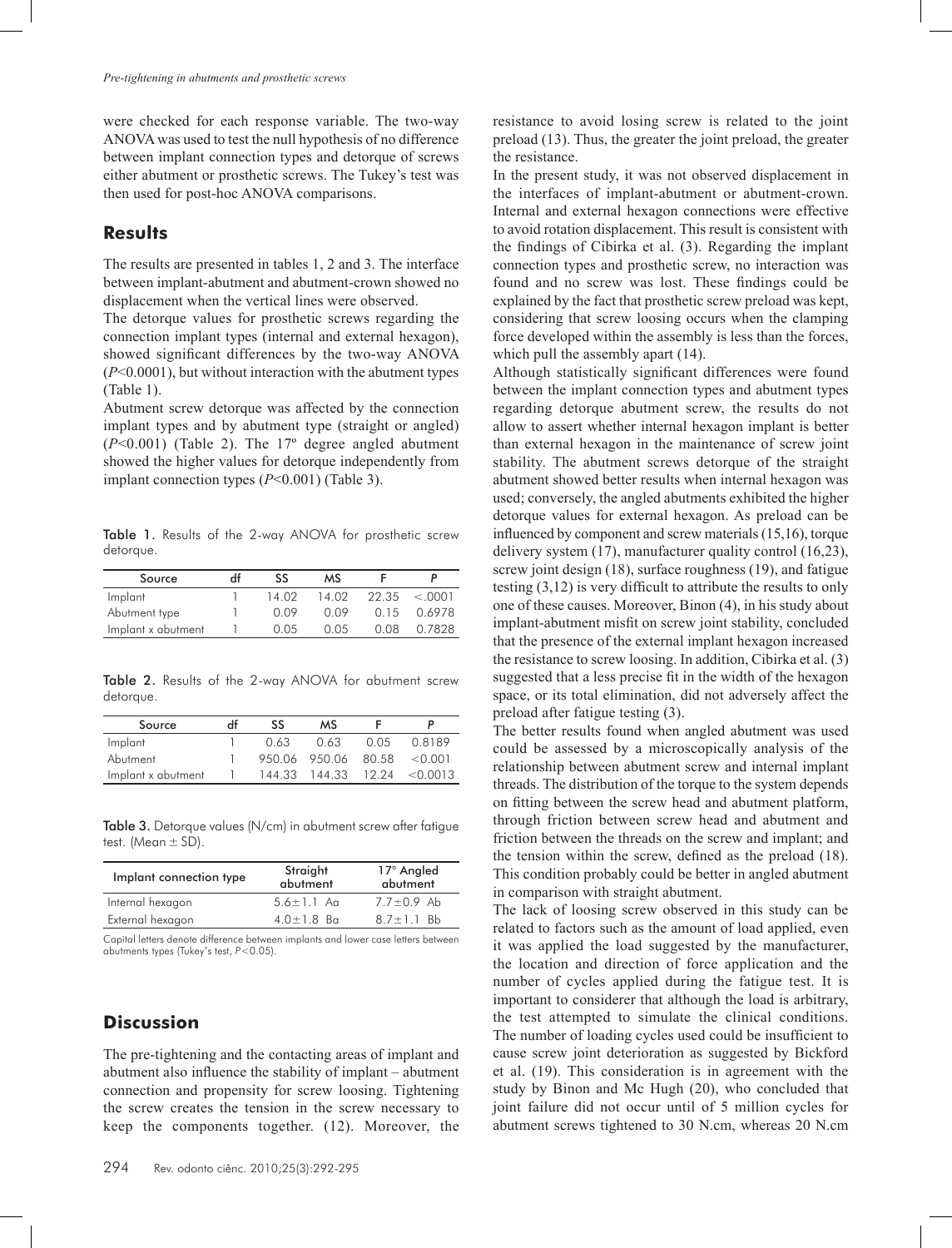were checked for each response variable. The two-way ANOVA was used to test the null hypothesis of no difference between implant connection types and detorque of screws either abutment or prosthetic screws. The Tukey's test was then used for post-hoc ANOVA comparisons.

## Results

The results are presented in tables 1, 2 and 3. The interface between implant-abutment and abutment-crown showed no displacement when the vertical lines were observed.

The detorque values for prosthetic screws regarding the connection implant types (internal and external hexagon), showed significant differences by the two-way ANOVA ($P$<0.0001), but without interaction with the abutment types (Table 1).

Abutment screw detorque was affected by the connection implant types and by abutment type (straight or angled) ($P$<0.001) (Table 2). The 17º degree angled abutment showed the higher values for detorque independently from implant connection types ($P$<0.001) (Table 3).

**Table 1.** Results of the 2-way ANOVA for prosthetic screw detorque.

| Source | df | SS | MS | F | P |
|---|---|---|---|---|---|
| Implant | 1 | 14.02 | 14.02 | 22.35 | <.0001 |
| Abutment type | 1 | 0.09 | 0.09 | 0.15 | 0.6978 |
| Implant x abutment | 1 | 0.05 | 0.05 | 0.08 | 0.7828 |

**Table 2.** Results of the 2-way ANOVA for abutment screw detorque.

| Source | df | SS | MS | F | P |
|---|---|---|---|---|---|
| Implant | 1 | 0.63 | 0.63 | 0.05 | 0.8189 |
| Abutment | 1 | 950.06 | 950.06 | 80.58 | <0.001 |
| Implant x abutment | 1 | 144.33 | 144.33 | 12.24 | <0.0013 |

**Table 3.** Detorque values (N/cm) in abutment screw after fatigue test. (Mean ± SD).

| Implant connection type | Straight abutment | 17° Angled abutment |
|---|---|---|
| Internal hexagon | 5.6±1.1 Aa | 7.7±0.9 Ab |
| External hexagon | 4.0±1.8 Ba | 8.7±1.1 Bb |

Capital letters denote difference between implants and lower case letters between abutments types (Tukey's test, $P$<0.05).

## Discussion

The pre-tightening and the contacting areas of implant and abutment also influence the stability of implant – abutment connection and propensity for screw loosing. Tightening the screw creates the tension in the screw necessary to keep the components together. (12). Moreover, the resistance to avoid losing screw is related to the joint preload (13). Thus, the greater the joint preload, the greater the resistance.

In the present study, it was not observed displacement in the interfaces of implant-abutment or abutment-crown. Internal and external hexagon connections were effective to avoid rotation displacement. This result is consistent with the findings of Cibirka et al. (3). Regarding the implant connection types and prosthetic screw, no interaction was found and no screw was lost. These findings could be explained by the fact that prosthetic screw preload was kept, considering that screw loosing occurs when the clamping force developed within the assembly is less than the forces, which pull the assembly apart (14).

Although statistically significant differences were found between the implant connection types and abutment types regarding detorque abutment screw, the results do not allow to assert whether internal hexagon implant is better than external hexagon in the maintenance of screw joint stability. The abutment screws detorque of the straight abutment showed better results when internal hexagon was used; conversely, the angled abutments exhibited the higher detorque values for external hexagon. As preload can be influenced by component and screw materials (15,16), torque delivery system (17), manufacturer quality control (16,23), screw joint design (18), surface roughness (19), and fatigue testing (3,12) is very difficult to attribute the results to only one of these causes. Moreover, Binon (4), in his study about implant-abutment misfit on screw joint stability, concluded that the presence of the external implant hexagon increased the resistance to screw loosing. In addition, Cibirka et al. (3) suggested that a less precise fit in the width of the hexagon space, or its total elimination, did not adversely affect the preload after fatigue testing (3).

The better results found when angled abutment was used could be assessed by a microscopically analysis of the relationship between abutment screw and internal implant threads. The distribution of the torque to the system depends on fitting between the screw head and abutment platform, through friction between screw head and abutment and friction between the threads on the screw and implant; and the tension within the screw, defined as the preload (18). This condition probably could be better in angled abutment in comparison with straight abutment.

The lack of loosing screw observed in this study can be related to factors such as the amount of load applied, even it was applied the load suggested by the manufacturer, the location and direction of force application and the number of cycles applied during the fatigue test. It is important to considerer that although the load is arbitrary, the test attempted to simulate the clinical conditions. The number of loading cycles used could be insufficient to cause screw joint deterioration as suggested by Bickford et al. (19). This consideration is in agreement with the study by Binon and Mc Hugh (20), who concluded that joint failure did not occur until of 5 million cycles for abutment screws tightened to 30 N.cm, whereas 20 N.cm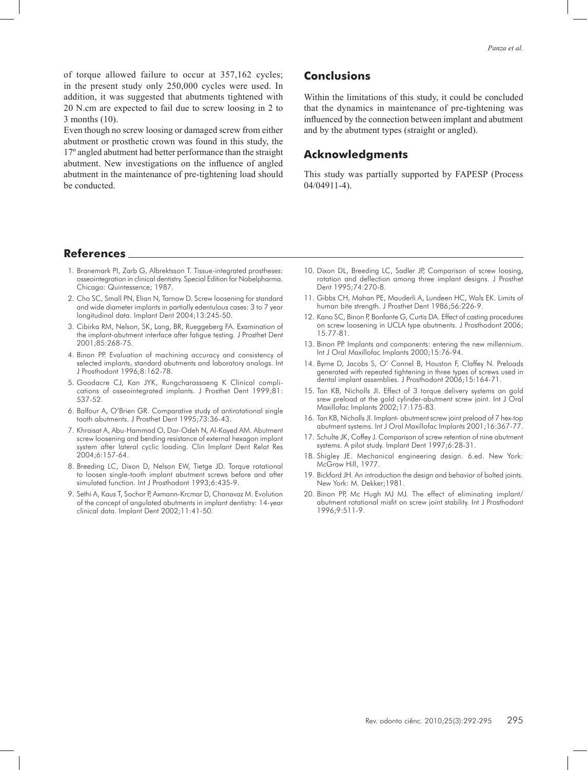of torque allowed failure to occur at 357,162 cycles; in the present study only 250,000 cycles were used. In addition, it was suggested that abutments tightened with 20 N.cm are expected to fail due to screw loosing in 2 to 3 months (10).

Even though no screw loosing or damaged screw from either abutment or prosthetic crown was found in this study, the 17º angled abutment had better performance than the straight abutment. New investigations on the influence of angled abutment in the maintenance of pre-tightening load should be conducted.

## Conclusions

Within the limitations of this study, it could be concluded that the dynamics in maintenance of pre-tightening was influenced by the connection between implant and abutment and by the abutment types (straight or angled).

## Acknowledgments

This study was partially supported by FAPESP (Process 04/04911-4).

## References

1. Branemark PI, Zarb G, Albrektsson T. Tissue-integrated prostheses: osseointegration in clinical dentistry. Special Edition for Nobelpharma. Chicago: Quintessence; 1987.
2. Cho SC, Small PN, Elian N, Tarnow D. Screw loosening for standard and wide diameter implants in partially edentulous cases: 3 to 7 year longitudinal data. Implant Dent 2004;13:245-50.
3. Cibirka RM, Nelson, SK, Lang, BR, Rueggeberg FA. Examination of the implant-abutment interface after fatigue testing. J Prosthet Dent 2001;85:268-75.
4. Binon PP. Evaluation of machining accuracy and consistency of selected implants, standard abutments and laboratory analogs. Int J Prosthodont 1996;8:162-78.
5. Goodacre CJ, Kan JYK, Rungcharassaeng K Clinical complications of osseointegrated implants. J Prosthet Dent 1999;81: 537-52.
6. Balfour A, O'Brien GR. Comparative study of antirotational single tooth abutments. J Prosthet Dent 1995;73:36-43.
7. Khraisat A, Abu-Hammad O, Dar-Odeh N, Al-Kayed AM. Abutment screw loosening and bending resistance of external hexagon implant system after lateral cyclic loading. Clin Implant Dent Relat Res 2004;6:157-64.
8. Breeding LC, Dixon D, Nelson EW, Tietge JD. Torque rotational to loosen single-tooth implant abutment screws before and after simulated function. Int J Prosthodont 1993;6:435-9.
9. Sethi A, Kaus T, Sochor P, Axmann-Krcmar D, Chanavaz M. Evolution of the concept of angulated abutments in implant dentistry: 14-year clinical data. Implant Dent 2002;11:41-50.
10. Dixon DL, Breeding LC, Sadler JP, Comparison of screw loosing, rotation and deflection among three implant designs. J Prosthet Dent 1995;74:270-8.
11. Gibbs CH, Mahan PE, Mauderli A, Lundeen HC, Wals EK. Limits of human bite strength. J Prosthet Dent 1986;56:226-9.
12. Kano SC, Binon P, Bonfante G, Curtis DA. Effect of casting procedures on screw loosening in UCLA type abutments. J Prosthodont 2006; 15:77-81.
13. Binon PP. Implants and components: entering the new millennium. Int J Oral Maxillofac Implants 2000;15:76-94.
14. Byrne D, Jacobs S, O' Connel B, Houston F, Claffey N. Preloads generated with repeated tightening in three types of screws used in dental implant assemblies. J Prosthodont 2006;15:164-71.
15. Tan KB, Nicholls JI. Effect of 3 torque delivery systems on gold srew preload at the gold cylinder-abutment screw joint. Int J Oral Maxillofac Implants 2002;17:175-83.
16. Tan KB, Nicholls JI. Implant- abutment screw joint preload of 7 hex-top abutment systems. Int J Oral Maxillofac Implants 2001;16:367-77.
17. Schulte JK, Coffey J. Comparison of screw retention of nine abutment systems. A pilot study. Implant Dent 1997;6:28-31.
18. Shigley JE. Mechanical engineering design. 6.ed. New York: McGraw Hill, 1977.
19. Bickford JH. An introduction the design and behavior of bolted joints. New York: M. Dekker;1981.
20. Binon PP, Mc Hugh MJ MJ. The effect of eliminating implant/ abutment rotational misfit on screw joint stability. Int J Prosthodont 1996;9:511-9.